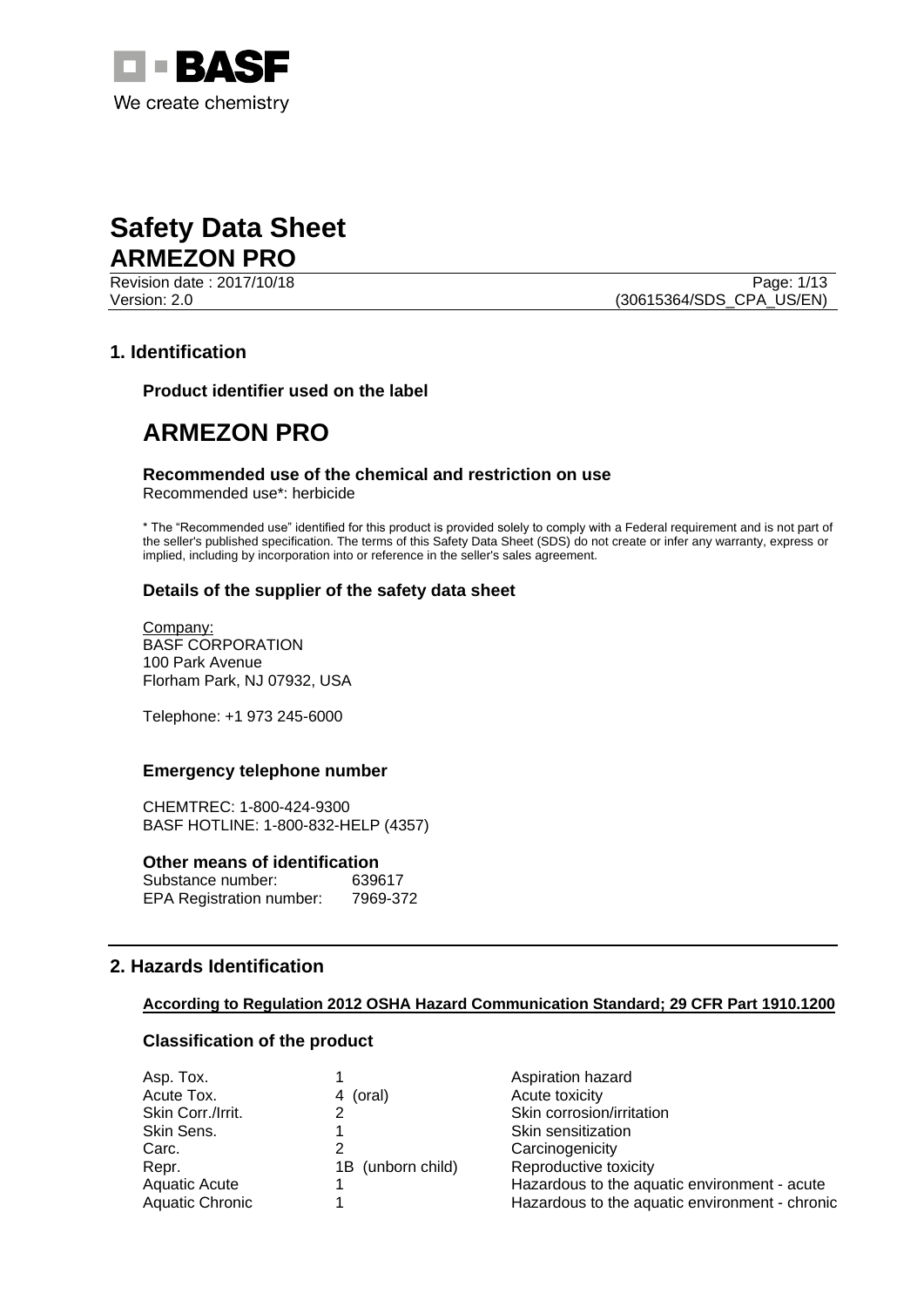BASF

We create chemistry

# Safety Data Sheet

## ARMEZON PRO

Revision date : 2017/10/18

Version: 2.0

(30615364/SDS_CPA_US/EN)

## 1. Identification

### Product identifier used on the label

# ARMEZON PRO

### Recommended use of the chemical and restriction on use

Recommended use*: herbicide

* The "Recommended use" identified for this product is provided solely to comply with a Federal requirement and is not part of the seller's published specification. The terms of this Safety Data Sheet (SDS) do not create or infer any warranty, express or implied, including by incorporation into or reference in the seller's sales agreement.

### Details of the supplier of the safety data sheet

Company:
BASF CORPORATION
100 Park Avenue
Florham Park, NJ 07932, USA

Telephone: +1 973 245-6000

### Emergency telephone number

CHEMTREC: 1-800-424-9300
BASF HOTLINE: 1-800-832-HELP (4357)

### Other means of identification

| | |
|---|---|
| Substance number: | 639617 |
| EPA Registration number: | 7969-372 |

## 2. Hazards Identification

**According to Regulation 2012 OSHA Hazard Communication Standard; 29 CFR Part 1910.1200**

### Classification of the product

| | | |
|---|---|---|
| Asp. Tox. | 1 | Aspiration hazard |
| Acute Tox. | 4 (oral) | Acute toxicity |
| Skin Corr./Irrit. | 2 | Skin corrosion/irritation |
| Skin Sens. | 1 | Skin sensitization |
| Carc. | 2 | Carcinogenicity |
| Repr. | 1B (unborn child) | Reproductive toxicity |
| Aquatic Acute | 1 | Hazardous to the aquatic environment - acute |
| Aquatic Chronic | 1 | Hazardous to the aquatic environment - chronic |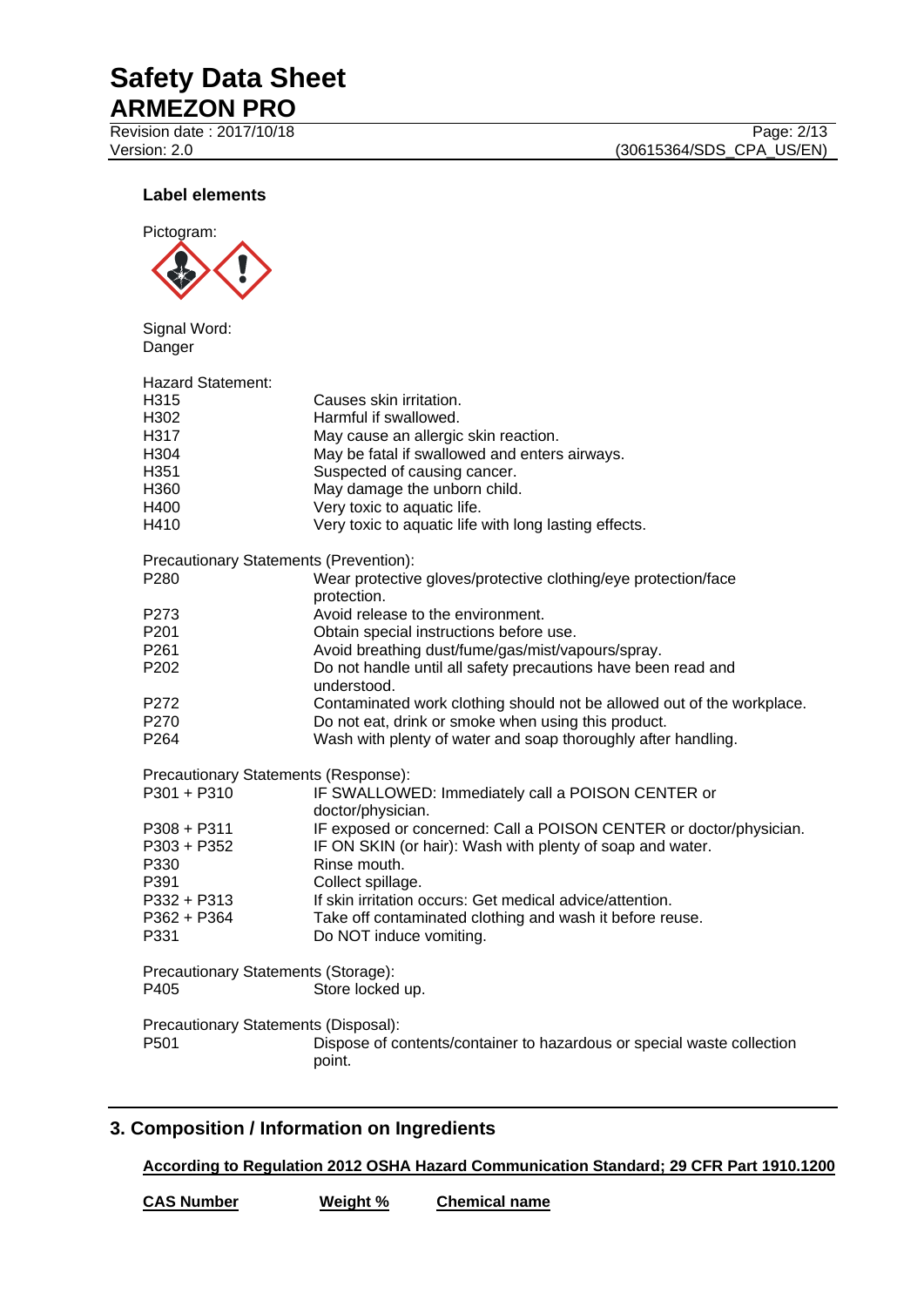**Label elements**

Pictogram:

Signal Word:
Danger

Hazard Statement:

| | |
|---|---|
| H315 | Causes skin irritation. |
| H302 | Harmful if swallowed. |
| H317 | May cause an allergic skin reaction. |
| H304 | May be fatal if swallowed and enters airways. |
| H351 | Suspected of causing cancer. |
| H360 | May damage the unborn child. |
| H400 | Very toxic to aquatic life. |
| H410 | Very toxic to aquatic life with long lasting effects. |

Precautionary Statements (Prevention):

| | |
|---|---|
| P280 | Wear protective gloves/protective clothing/eye protection/face protection. |
| P273 | Avoid release to the environment. |
| P201 | Obtain special instructions before use. |
| P261 | Avoid breathing dust/fume/gas/mist/vapours/spray. |
| P202 | Do not handle until all safety precautions have been read and understood. |
| P272 | Contaminated work clothing should not be allowed out of the workplace. |
| P270 | Do not eat, drink or smoke when using this product. |
| P264 | Wash with plenty of water and soap thoroughly after handling. |

Precautionary Statements (Response):

| | |
|---|---|
| P301 + P310 | IF SWALLOWED: Immediately call a POISON CENTER or doctor/physician. |
| P308 + P311 | IF exposed or concerned: Call a POISON CENTER or doctor/physician. |
| P303 + P352 | IF ON SKIN (or hair): Wash with plenty of soap and water. |
| P330 | Rinse mouth. |
| P391 | Collect spillage. |
| P332 + P313 | If skin irritation occurs: Get medical advice/attention. |
| P362 + P364 | Take off contaminated clothing and wash it before reuse. |
| P331 | Do NOT induce vomiting. |

Precautionary Statements (Storage):

| | |
|---|---|
| P405 | Store locked up. |

Precautionary Statements (Disposal):

| | |
|---|---|
| P501 | Dispose of contents/container to hazardous or special waste collection point. |

## 3. Composition / Information on Ingredients

**According to Regulation 2012 OSHA Hazard Communication Standard; 29 CFR Part 1910.1200**

| CAS Number | Weight % | Chemical name |
|---|---|---|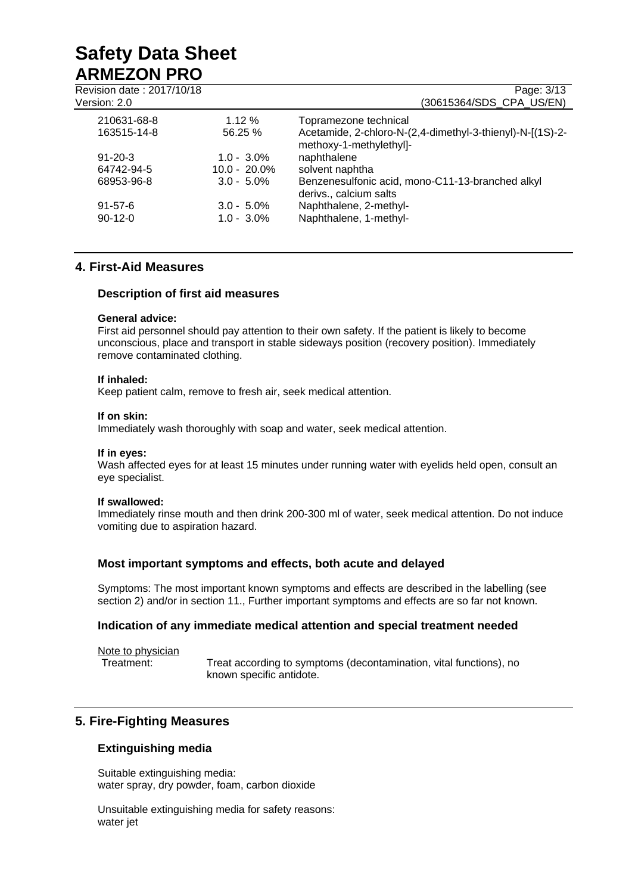| | | |
|---|---|---|
| 210631-68-8 | 1.12 % | Topramezone technical |
| 163515-14-8 | 56.25 % | Acetamide, 2-chloro-N-(2,4-dimethyl-3-thienyl)-N-[(1S)-2-methoxy-1-methylethyl]- |
| 91-20-3 | 1.0 - 3.0% | naphthalene |
| 64742-94-5 | 10.0 - 20.0% | solvent naphtha |
| 68953-96-8 | 3.0 - 5.0% | Benzenesulfonic acid, mono-C11-13-branched alkyl derivs., calcium salts |
| 91-57-6 | 3.0 - 5.0% | Naphthalene, 2-methyl- |
| 90-12-0 | 1.0 - 3.0% | Naphthalene, 1-methyl- |

## 4. First-Aid Measures

### Description of first aid measures

**General advice:**
First aid personnel should pay attention to their own safety. If the patient is likely to become unconscious, place and transport in stable sideways position (recovery position). Immediately remove contaminated clothing.

**If inhaled:**
Keep patient calm, remove to fresh air, seek medical attention.

**If on skin:**
Immediately wash thoroughly with soap and water, seek medical attention.

**If in eyes:**
Wash affected eyes for at least 15 minutes under running water with eyelids held open, consult an eye specialist.

**If swallowed:**
Immediately rinse mouth and then drink 200-300 ml of water, seek medical attention. Do not induce vomiting due to aspiration hazard.

### Most important symptoms and effects, both acute and delayed

Symptoms: The most important known symptoms and effects are described in the labelling (see section 2) and/or in section 11., Further important symptoms and effects are so far not known.

### Indication of any immediate medical attention and special treatment needed

Note to physician

Treatment: Treat according to symptoms (decontamination, vital functions), no known specific antidote.

## 5. Fire-Fighting Measures

### Extinguishing media

Suitable extinguishing media:
water spray, dry powder, foam, carbon dioxide

Unsuitable extinguishing media for safety reasons:
water jet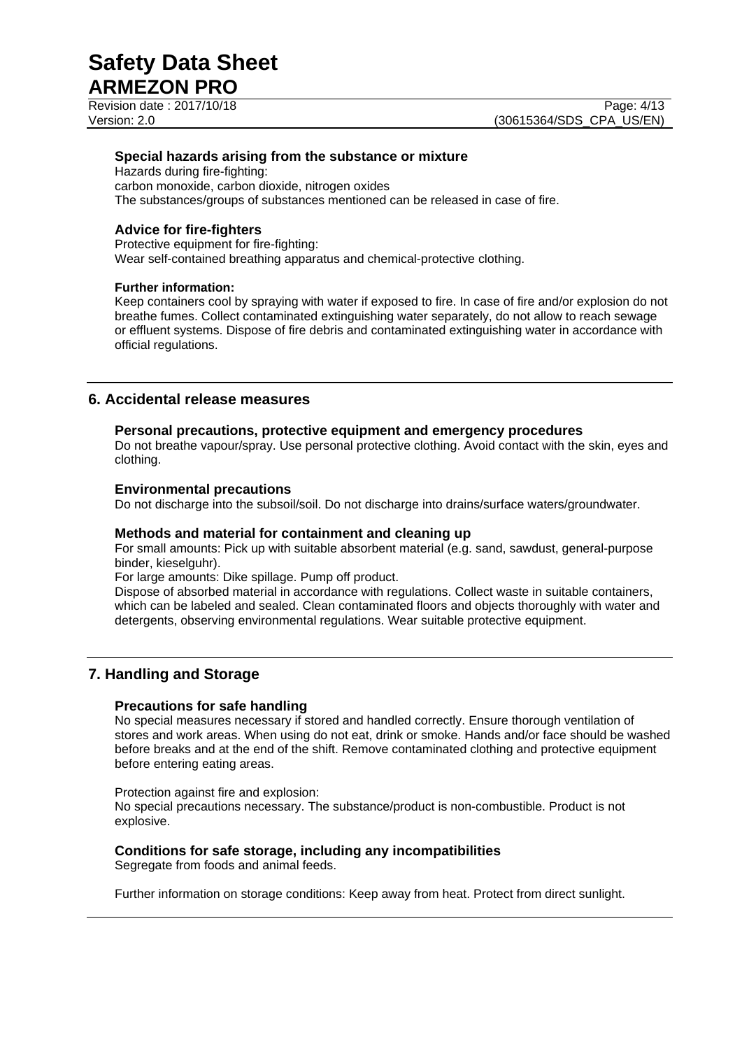### Special hazards arising from the substance or mixture

Hazards during fire-fighting:
carbon monoxide, carbon dioxide, nitrogen oxides
The substances/groups of substances mentioned can be released in case of fire.

### Advice for fire-fighters

Protective equipment for fire-fighting:
Wear self-contained breathing apparatus and chemical-protective clothing.

**Further information:**
Keep containers cool by spraying with water if exposed to fire. In case of fire and/or explosion do not breathe fumes. Collect contaminated extinguishing water separately, do not allow to reach sewage or effluent systems. Dispose of fire debris and contaminated extinguishing water in accordance with official regulations.

## 6. Accidental release measures

### Personal precautions, protective equipment and emergency procedures

Do not breathe vapour/spray. Use personal protective clothing. Avoid contact with the skin, eyes and clothing.

### Environmental precautions

Do not discharge into the subsoil/soil. Do not discharge into drains/surface waters/groundwater.

### Methods and material for containment and cleaning up

For small amounts: Pick up with suitable absorbent material (e.g. sand, sawdust, general-purpose binder, kieselguhr).
For large amounts: Dike spillage. Pump off product.
Dispose of absorbed material in accordance with regulations. Collect waste in suitable containers, which can be labeled and sealed. Clean contaminated floors and objects thoroughly with water and detergents, observing environmental regulations. Wear suitable protective equipment.

## 7. Handling and Storage

### Precautions for safe handling

No special measures necessary if stored and handled correctly. Ensure thorough ventilation of stores and work areas. When using do not eat, drink or smoke. Hands and/or face should be washed before breaks and at the end of the shift. Remove contaminated clothing and protective equipment before entering eating areas.

Protection against fire and explosion:
No special precautions necessary. The substance/product is non-combustible. Product is not explosive.

### Conditions for safe storage, including any incompatibilities

Segregate from foods and animal feeds.

Further information on storage conditions: Keep away from heat. Protect from direct sunlight.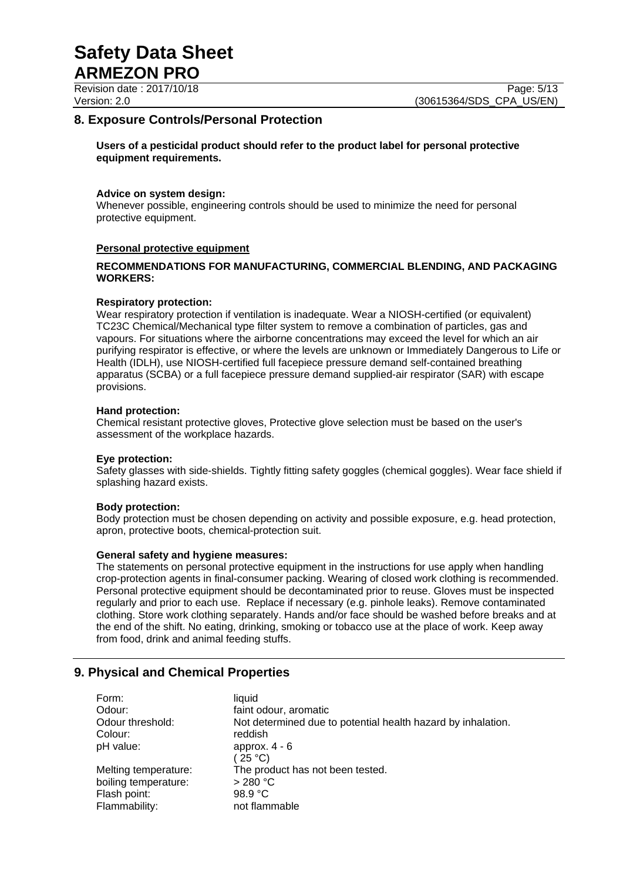## 8. Exposure Controls/Personal Protection

**Users of a pesticidal product should refer to the product label for personal protective equipment requirements.**

**Advice on system design:**
Whenever possible, engineering controls should be used to minimize the need for personal protective equipment.

**Personal protective equipment**

**RECOMMENDATIONS FOR MANUFACTURING, COMMERCIAL BLENDING, AND PACKAGING WORKERS:**

**Respiratory protection:**
Wear respiratory protection if ventilation is inadequate. Wear a NIOSH-certified (or equivalent) TC23C Chemical/Mechanical type filter system to remove a combination of particles, gas and vapours. For situations where the airborne concentrations may exceed the level for which an air purifying respirator is effective, or where the levels are unknown or Immediately Dangerous to Life or Health (IDLH), use NIOSH-certified full facepiece pressure demand self-contained breathing apparatus (SCBA) or a full facepiece pressure demand supplied-air respirator (SAR) with escape provisions.

**Hand protection:**
Chemical resistant protective gloves, Protective glove selection must be based on the user's assessment of the workplace hazards.

**Eye protection:**
Safety glasses with side-shields. Tightly fitting safety goggles (chemical goggles). Wear face shield if splashing hazard exists.

**Body protection:**
Body protection must be chosen depending on activity and possible exposure, e.g. head protection, apron, protective boots, chemical-protection suit.

**General safety and hygiene measures:**
The statements on personal protective equipment in the instructions for use apply when handling crop-protection agents in final-consumer packing. Wearing of closed work clothing is recommended. Personal protective equipment should be decontaminated prior to reuse. Gloves must be inspected regularly and prior to each use. Replace if necessary (e.g. pinhole leaks). Remove contaminated clothing. Store work clothing separately. Hands and/or face should be washed before breaks and at the end of the shift. No eating, drinking, smoking or tobacco use at the place of work. Keep away from food, drink and animal feeding stuffs.

## 9. Physical and Chemical Properties

| | |
|---|---|
| Form: | liquid |
| Odour: | faint odour, aromatic |
| Odour threshold: | Not determined due to potential health hazard by inhalation. |
| Colour: | reddish |
| pH value: | approx. 4 - 6 (25 °C) |
| Melting temperature: | The product has not been tested. |
| boiling temperature: | > 280 °C |
| Flash point: | 98.9 °C |
| Flammability: | not flammable |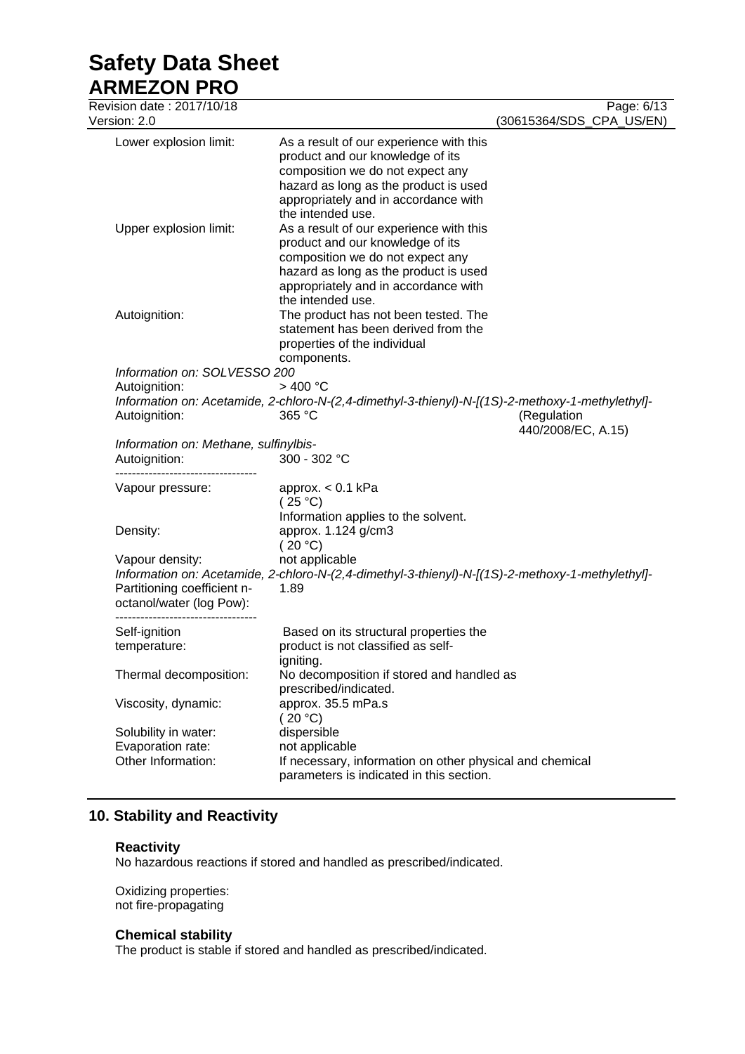| | | |
|---|---|---|
| Lower explosion limit: | As a result of our experience with this product and our knowledge of its composition we do not expect any hazard as long as the product is used appropriately and in accordance with the intended use. | |
| Upper explosion limit: | As a result of our experience with this product and our knowledge of its composition we do not expect any hazard as long as the product is used appropriately and in accordance with the intended use. | |
| Autoignition: | The product has not been tested. The statement has been derived from the properties of the individual components. | |
| *Information on: SOLVESSO 200* | | |
| Autoignition: | > 400 °C | |
| *Information on: Acetamide, 2-chloro-N-(2,4-dimethyl-3-thienyl)-N-[(1S)-2-methoxy-1-methylethyl]-* | | |
| Autoignition: | 365 °C | (Regulation 440/2008/EC, A.15) |
| *Information on: Methane, sulfinylbis-* | | |
| Autoignition: | 300 - 302 °C | |

----------------------------------

| | |
|---|---|
| Vapour pressure: | approx. < 0.1 kPa (25 °C) Information applies to the solvent. |
| Density: | approx. 1.124 g/cm3 (20 °C) |
| Vapour density: | not applicable |
| *Information on: Acetamide, 2-chloro-N-(2,4-dimethyl-3-thienyl)-N-[(1S)-2-methoxy-1-methylethyl]-* | |
| Partitioning coefficient n-octanol/water (log Pow): | 1.89 |

----------------------------------

| | |
|---|---|
| Self-ignition temperature: | Based on its structural properties the product is not classified as self-igniting. |
| Thermal decomposition: | No decomposition if stored and handled as prescribed/indicated. |
| Viscosity, dynamic: | approx. 35.5 mPa.s (20 °C) |
| Solubility in water: | dispersible |
| Evaporation rate: | not applicable |
| Other Information: | If necessary, information on other physical and chemical parameters is indicated in this section. |

## 10. Stability and Reactivity

### Reactivity

No hazardous reactions if stored and handled as prescribed/indicated.

Oxidizing properties:
not fire-propagating

### Chemical stability

The product is stable if stored and handled as prescribed/indicated.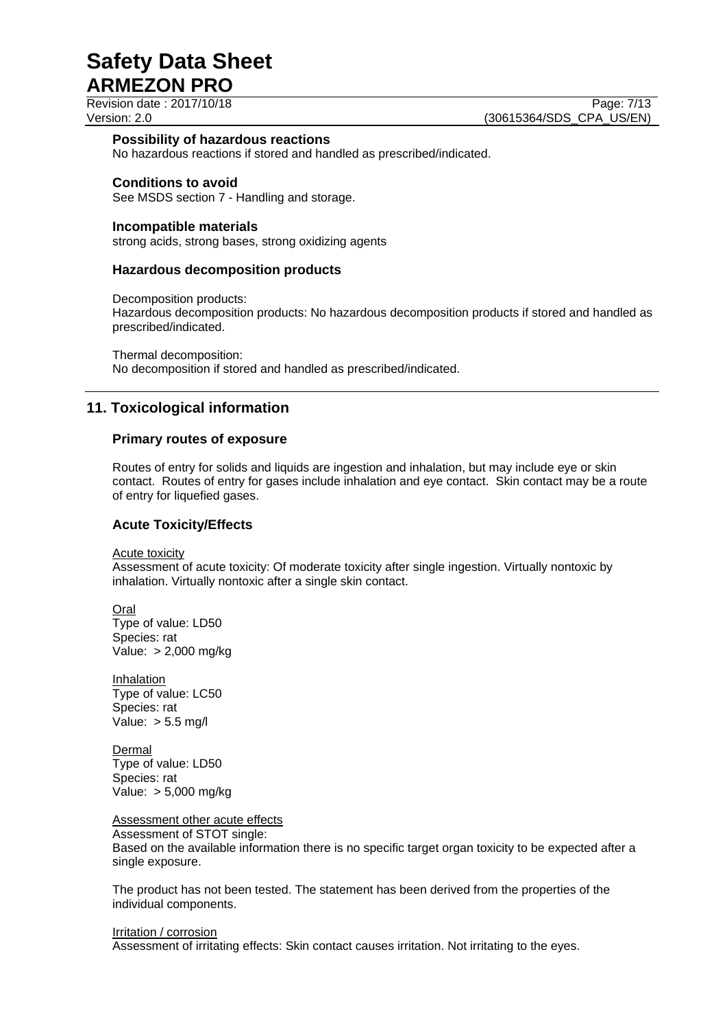#### Possibility of hazardous reactions

No hazardous reactions if stored and handled as prescribed/indicated.

#### Conditions to avoid

See MSDS section 7 - Handling and storage.

#### Incompatible materials

strong acids, strong bases, strong oxidizing agents

### Hazardous decomposition products

Decomposition products:
Hazardous decomposition products: No hazardous decomposition products if stored and handled as prescribed/indicated.

Thermal decomposition:
No decomposition if stored and handled as prescribed/indicated.

## 11. Toxicological information

### Primary routes of exposure

Routes of entry for solids and liquids are ingestion and inhalation, but may include eye or skin contact. Routes of entry for gases include inhalation and eye contact. Skin contact may be a route of entry for liquefied gases.

### Acute Toxicity/Effects

Acute toxicity
Assessment of acute toxicity: Of moderate toxicity after single ingestion. Virtually nontoxic by inhalation. Virtually nontoxic after a single skin contact.

Oral
Type of value: LD50
Species: rat
Value: > 2,000 mg/kg

Inhalation
Type of value: LC50
Species: rat
Value: > 5.5 mg/l

Dermal
Type of value: LD50
Species: rat
Value: > 5,000 mg/kg

Assessment other acute effects
Assessment of STOT single:
Based on the available information there is no specific target organ toxicity to be expected after a single exposure.

The product has not been tested. The statement has been derived from the properties of the individual components.

Irritation / corrosion
Assessment of irritating effects: Skin contact causes irritation. Not irritating to the eyes.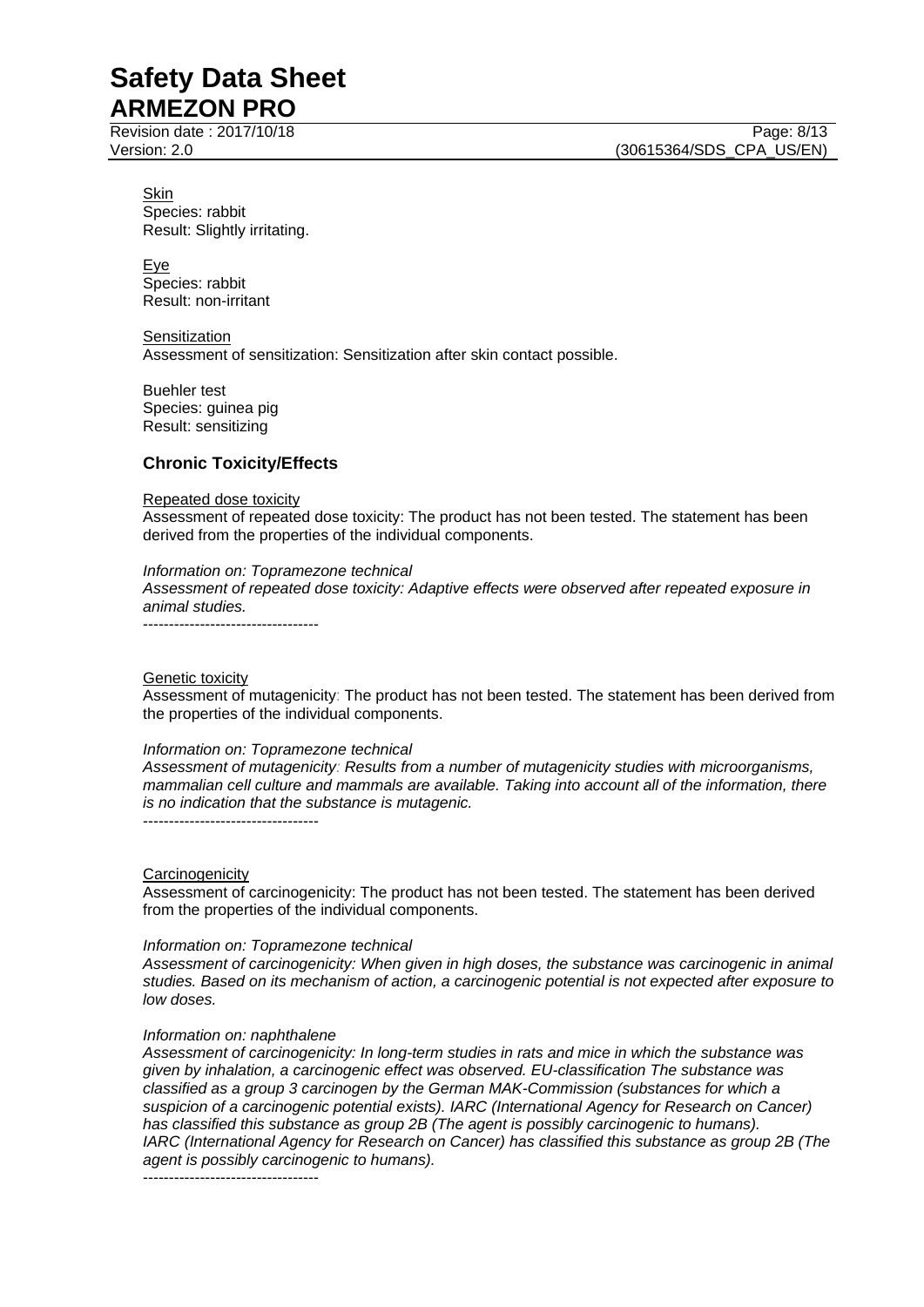Skin
Species: rabbit
Result: Slightly irritating.

Eye
Species: rabbit
Result: non-irritant

Sensitization
Assessment of sensitization: Sensitization after skin contact possible.

Buehler test
Species: guinea pig
Result: sensitizing

### Chronic Toxicity/Effects

Repeated dose toxicity
Assessment of repeated dose toxicity: The product has not been tested. The statement has been derived from the properties of the individual components.

*Information on: Topramezone technical*
*Assessment of repeated dose toxicity: Adaptive effects were observed after repeated exposure in animal studies.*
----------------------------------

Genetic toxicity
Assessment of mutagenicity: The product has not been tested. The statement has been derived from the properties of the individual components.

*Information on: Topramezone technical*
*Assessment of mutagenicity: Results from a number of mutagenicity studies with microorganisms, mammalian cell culture and mammals are available. Taking into account all of the information, there is no indication that the substance is mutagenic.*
----------------------------------

Carcinogenicity
Assessment of carcinogenicity: The product has not been tested. The statement has been derived from the properties of the individual components.

*Information on: Topramezone technical*
*Assessment of carcinogenicity: When given in high doses, the substance was carcinogenic in animal studies. Based on its mechanism of action, a carcinogenic potential is not expected after exposure to low doses.*

*Information on: naphthalene*
*Assessment of carcinogenicity: In long-term studies in rats and mice in which the substance was given by inhalation, a carcinogenic effect was observed. EU-classification The substance was classified as a group 3 carcinogen by the German MAK-Commission (substances for which a suspicion of a carcinogenic potential exists). IARC (International Agency for Research on Cancer) has classified this substance as group 2B (The agent is possibly carcinogenic to humans). IARC (International Agency for Research on Cancer) has classified this substance as group 2B (The agent is possibly carcinogenic to humans).*
----------------------------------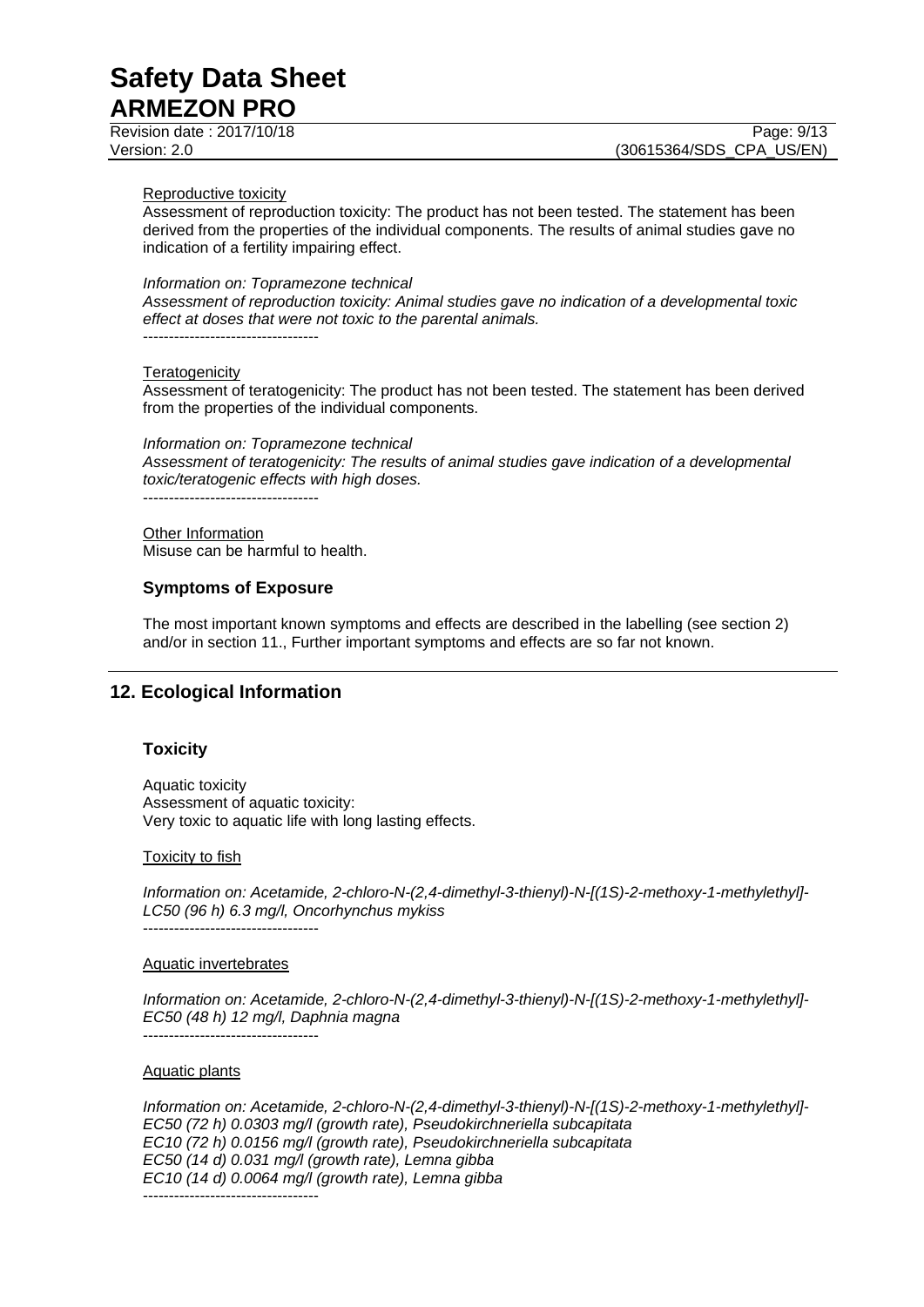Reproductive toxicity

Assessment of reproduction toxicity: The product has not been tested. The statement has been derived from the properties of the individual components. The results of animal studies gave no indication of a fertility impairing effect.

*Information on: Topramezone technical*
*Assessment of reproduction toxicity: Animal studies gave no indication of a developmental toxic effect at doses that were not toxic to the parental animals.*
----------------------------------

Teratogenicity

Assessment of teratogenicity: The product has not been tested. The statement has been derived from the properties of the individual components.

*Information on: Topramezone technical*
*Assessment of teratogenicity: The results of animal studies gave indication of a developmental toxic/teratogenic effects with high doses.*
----------------------------------

Other Information
Misuse can be harmful to health.

### Symptoms of Exposure

The most important known symptoms and effects are described in the labelling (see section 2) and/or in section 11., Further important symptoms and effects are so far not known.

## 12. Ecological Information

### Toxicity

Aquatic toxicity
Assessment of aquatic toxicity:
Very toxic to aquatic life with long lasting effects.

Toxicity to fish

*Information on: Acetamide, 2-chloro-N-(2,4-dimethyl-3-thienyl)-N-[(1S)-2-methoxy-1-methylethyl]-*
*LC50 (96 h) 6.3 mg/l, Oncorhynchus mykiss*
----------------------------------

Aquatic invertebrates

*Information on: Acetamide, 2-chloro-N-(2,4-dimethyl-3-thienyl)-N-[(1S)-2-methoxy-1-methylethyl]-*
*EC50 (48 h) 12 mg/l, Daphnia magna*
----------------------------------

Aquatic plants

*Information on: Acetamide, 2-chloro-N-(2,4-dimethyl-3-thienyl)-N-[(1S)-2-methoxy-1-methylethyl]-*
*EC50 (72 h) 0.0303 mg/l (growth rate), Pseudokirchneriella subcapitata*
*EC10 (72 h) 0.0156 mg/l (growth rate), Pseudokirchneriella subcapitata*
*EC50 (14 d) 0.031 mg/l (growth rate), Lemna gibba*
*EC10 (14 d) 0.0064 mg/l (growth rate), Lemna gibba*
----------------------------------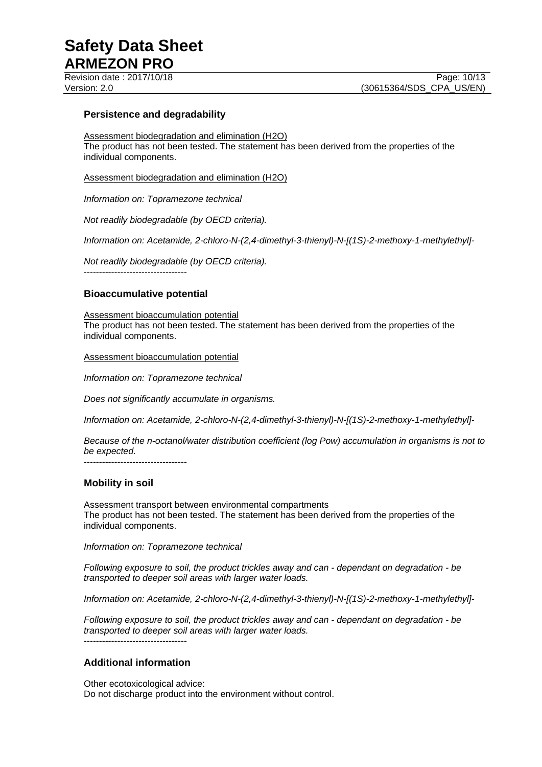### Persistence and degradability

Assessment biodegradation and elimination ($H_2O$)
The product has not been tested. The statement has been derived from the properties of the individual components.

Assessment biodegradation and elimination ($H_2O$)

*Information on: Topramezone technical*

*Not readily biodegradable (by OECD criteria).*

*Information on: Acetamide, 2-chloro-N-(2,4-dimethyl-3-thienyl)-N-[(1S)-2-methoxy-1-methylethyl]-*

*Not readily biodegradable (by OECD criteria).*

----------------------------------

### Bioaccumulative potential

Assessment bioaccumulation potential
The product has not been tested. The statement has been derived from the properties of the individual components.

Assessment bioaccumulation potential

*Information on: Topramezone technical*

*Does not significantly accumulate in organisms.*

*Information on: Acetamide, 2-chloro-N-(2,4-dimethyl-3-thienyl)-N-[(1S)-2-methoxy-1-methylethyl]-*

*Because of the n-octanol/water distribution coefficient (log Pow) accumulation in organisms is not to be expected.*

----------------------------------

### Mobility in soil

Assessment transport between environmental compartments
The product has not been tested. The statement has been derived from the properties of the individual components.

*Information on: Topramezone technical*

*Following exposure to soil, the product trickles away and can - dependant on degradation - be transported to deeper soil areas with larger water loads.*

*Information on: Acetamide, 2-chloro-N-(2,4-dimethyl-3-thienyl)-N-[(1S)-2-methoxy-1-methylethyl]-*

*Following exposure to soil, the product trickles away and can - dependant on degradation - be transported to deeper soil areas with larger water loads.*

----------------------------------

### Additional information

Other ecotoxicological advice:
Do not discharge product into the environment without control.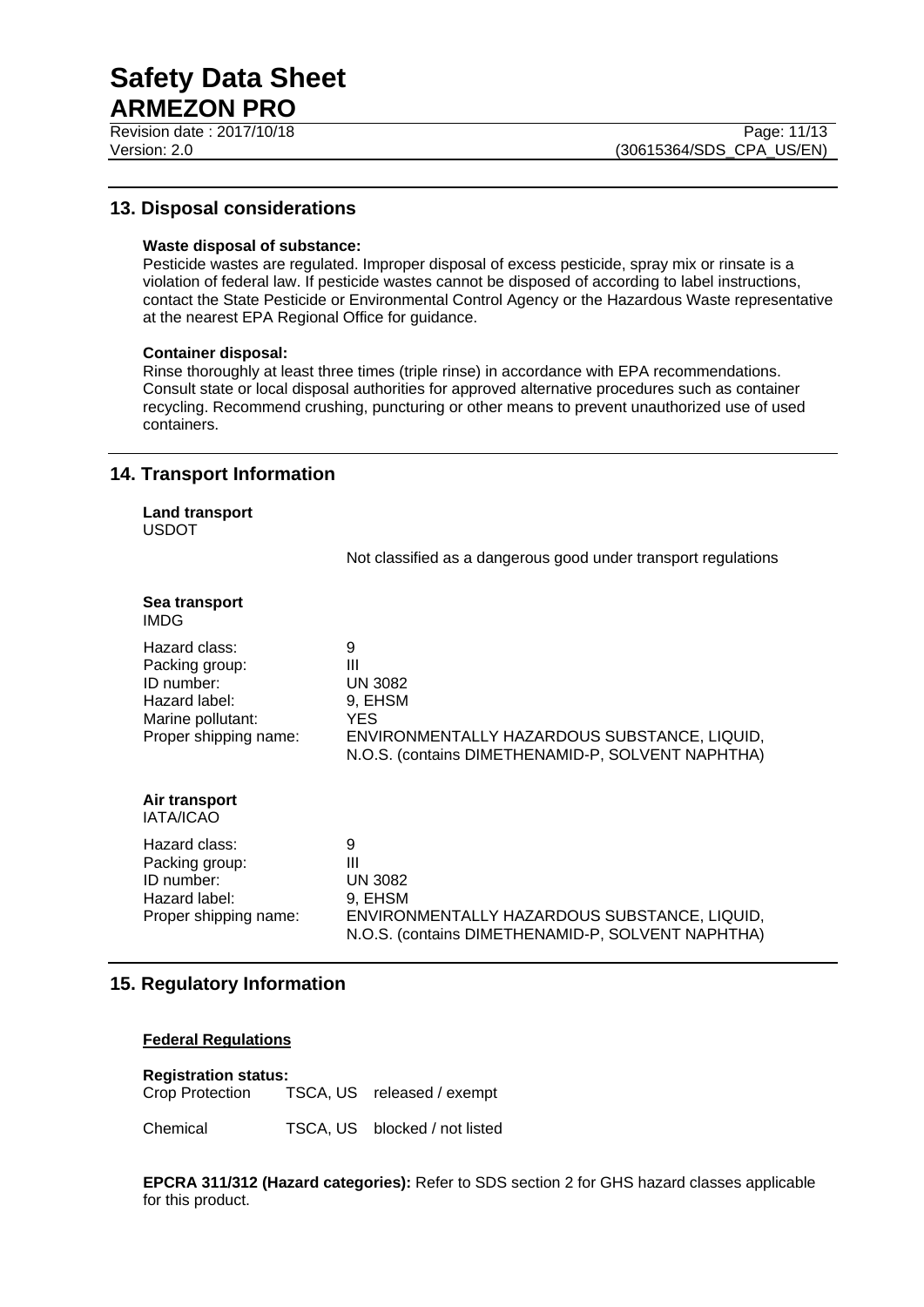## 13. Disposal considerations

**Waste disposal of substance:**
Pesticide wastes are regulated. Improper disposal of excess pesticide, spray mix or rinsate is a violation of federal law. If pesticide wastes cannot be disposed of according to label instructions, contact the State Pesticide or Environmental Control Agency or the Hazardous Waste representative at the nearest EPA Regional Office for guidance.

**Container disposal:**
Rinse thoroughly at least three times (triple rinse) in accordance with EPA recommendations. Consult state or local disposal authorities for approved alternative procedures such as container recycling. Recommend crushing, puncturing or other means to prevent unauthorized use of used containers.

## 14. Transport Information

**Land transport**
USDOT

Not classified as a dangerous good under transport regulations

**Sea transport**
IMDG

| | |
|---|---|
| Hazard class: | 9 |
| Packing group: | III |
| ID number: | UN 3082 |
| Hazard label: | 9, EHSM |
| Marine pollutant: | YES |
| Proper shipping name: | ENVIRONMENTALLY HAZARDOUS SUBSTANCE, LIQUID, N.O.S. (contains DIMETHENAMID-P, SOLVENT NAPHTHA) |

**Air transport**
IATA/ICAO

| | |
|---|---|
| Hazard class: | 9 |
| Packing group: | III |
| ID number: | UN 3082 |
| Hazard label: | 9, EHSM |
| Proper shipping name: | ENVIRONMENTALLY HAZARDOUS SUBSTANCE, LIQUID, N.O.S. (contains DIMETHENAMID-P, SOLVENT NAPHTHA) |

## 15. Regulatory Information

**Federal Regulations**

**Registration status:**

| | | |
|---|---|---|
| Crop Protection | TSCA, US | released / exempt |
| Chemical | TSCA, US | blocked / not listed |

**EPCRA 311/312 (Hazard categories):** Refer to SDS section 2 for GHS hazard classes applicable for this product.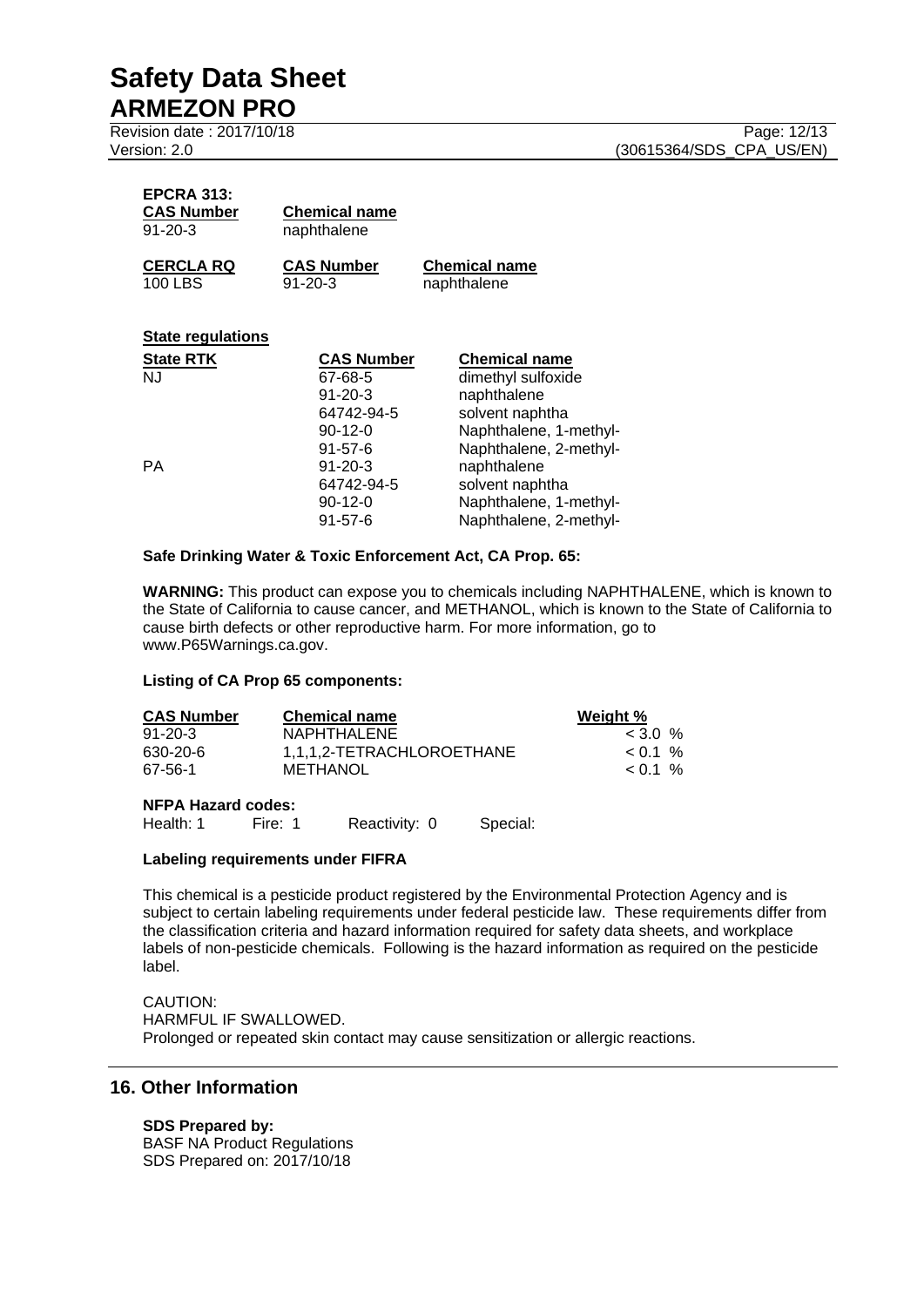**EPCRA 313:**

| CAS Number | Chemical name |
|---|---|
| 91-20-3 | naphthalene |

| CERCLA RQ | CAS Number | Chemical name |
|---|---|---|
| 100 LBS | 91-20-3 | naphthalene |

**State regulations**

| State RTK | CAS Number | Chemical name |
|---|---|---|
| NJ | 67-68-5 | dimethyl sulfoxide |
| | 91-20-3 | naphthalene |
| | 64742-94-5 | solvent naphtha |
| | 90-12-0 | Naphthalene, 1-methyl- |
| | 91-57-6 | Naphthalene, 2-methyl- |
| PA | 91-20-3 | naphthalene |
| | 64742-94-5 | solvent naphtha |
| | 90-12-0 | Naphthalene, 1-methyl- |
| | 91-57-6 | Naphthalene, 2-methyl- |

**Safe Drinking Water & Toxic Enforcement Act, CA Prop. 65:**

**WARNING:** This product can expose you to chemicals including NAPHTHALENE, which is known to the State of California to cause cancer, and METHANOL, which is known to the State of California to cause birth defects or other reproductive harm. For more information, go to www.P65Warnings.ca.gov.

**Listing of CA Prop 65 components:**

| CAS Number | Chemical name | Weight % |
|---|---|---|
| 91-20-3 | NAPHTHALENE | < 3.0 % |
| 630-20-6 | 1,1,1,2-TETRACHLOROETHANE | < 0.1 % |
| 67-56-1 | METHANOL | < 0.1 % |

**NFPA Hazard codes:**

Health: 1  Fire: 1  Reactivity: 0  Special:

**Labeling requirements under FIFRA**

This chemical is a pesticide product registered by the Environmental Protection Agency and is subject to certain labeling requirements under federal pesticide law. These requirements differ from the classification criteria and hazard information required for safety data sheets, and workplace labels of non-pesticide chemicals. Following is the hazard information as required on the pesticide label.

CAUTION:
HARMFUL IF SWALLOWED.
Prolonged or repeated skin contact may cause sensitization or allergic reactions.

## 16. Other Information

**SDS Prepared by:**
BASF NA Product Regulations
SDS Prepared on: 2017/10/18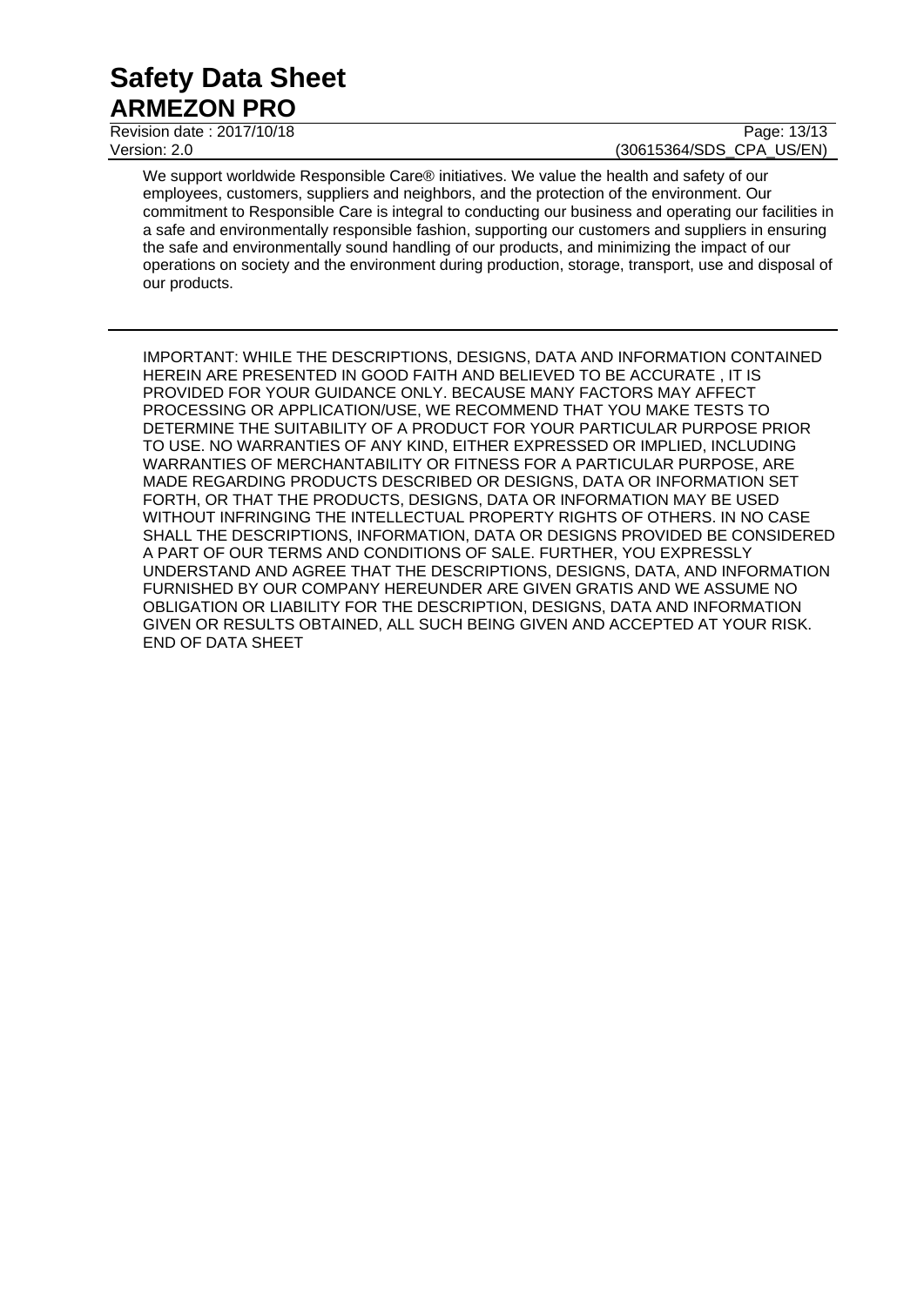We support worldwide Responsible Care® initiatives. We value the health and safety of our employees, customers, suppliers and neighbors, and the protection of the environment. Our commitment to Responsible Care is integral to conducting our business and operating our facilities in a safe and environmentally responsible fashion, supporting our customers and suppliers in ensuring the safe and environmentally sound handling of our products, and minimizing the impact of our operations on society and the environment during production, storage, transport, use and disposal of our products.

---

IMPORTANT: WHILE THE DESCRIPTIONS, DESIGNS, DATA AND INFORMATION CONTAINED HEREIN ARE PRESENTED IN GOOD FAITH AND BELIEVED TO BE ACCURATE , IT IS PROVIDED FOR YOUR GUIDANCE ONLY. BECAUSE MANY FACTORS MAY AFFECT PROCESSING OR APPLICATION/USE, WE RECOMMEND THAT YOU MAKE TESTS TO DETERMINE THE SUITABILITY OF A PRODUCT FOR YOUR PARTICULAR PURPOSE PRIOR TO USE. NO WARRANTIES OF ANY KIND, EITHER EXPRESSED OR IMPLIED, INCLUDING WARRANTIES OF MERCHANTABILITY OR FITNESS FOR A PARTICULAR PURPOSE, ARE MADE REGARDING PRODUCTS DESCRIBED OR DESIGNS, DATA OR INFORMATION SET FORTH, OR THAT THE PRODUCTS, DESIGNS, DATA OR INFORMATION MAY BE USED WITHOUT INFRINGING THE INTELLECTUAL PROPERTY RIGHTS OF OTHERS. IN NO CASE SHALL THE DESCRIPTIONS, INFORMATION, DATA OR DESIGNS PROVIDED BE CONSIDERED A PART OF OUR TERMS AND CONDITIONS OF SALE. FURTHER, YOU EXPRESSLY UNDERSTAND AND AGREE THAT THE DESCRIPTIONS, DESIGNS, DATA, AND INFORMATION FURNISHED BY OUR COMPANY HEREUNDER ARE GIVEN GRATIS AND WE ASSUME NO OBLIGATION OR LIABILITY FOR THE DESCRIPTION, DESIGNS, DATA AND INFORMATION GIVEN OR RESULTS OBTAINED, ALL SUCH BEING GIVEN AND ACCEPTED AT YOUR RISK.
END OF DATA SHEET